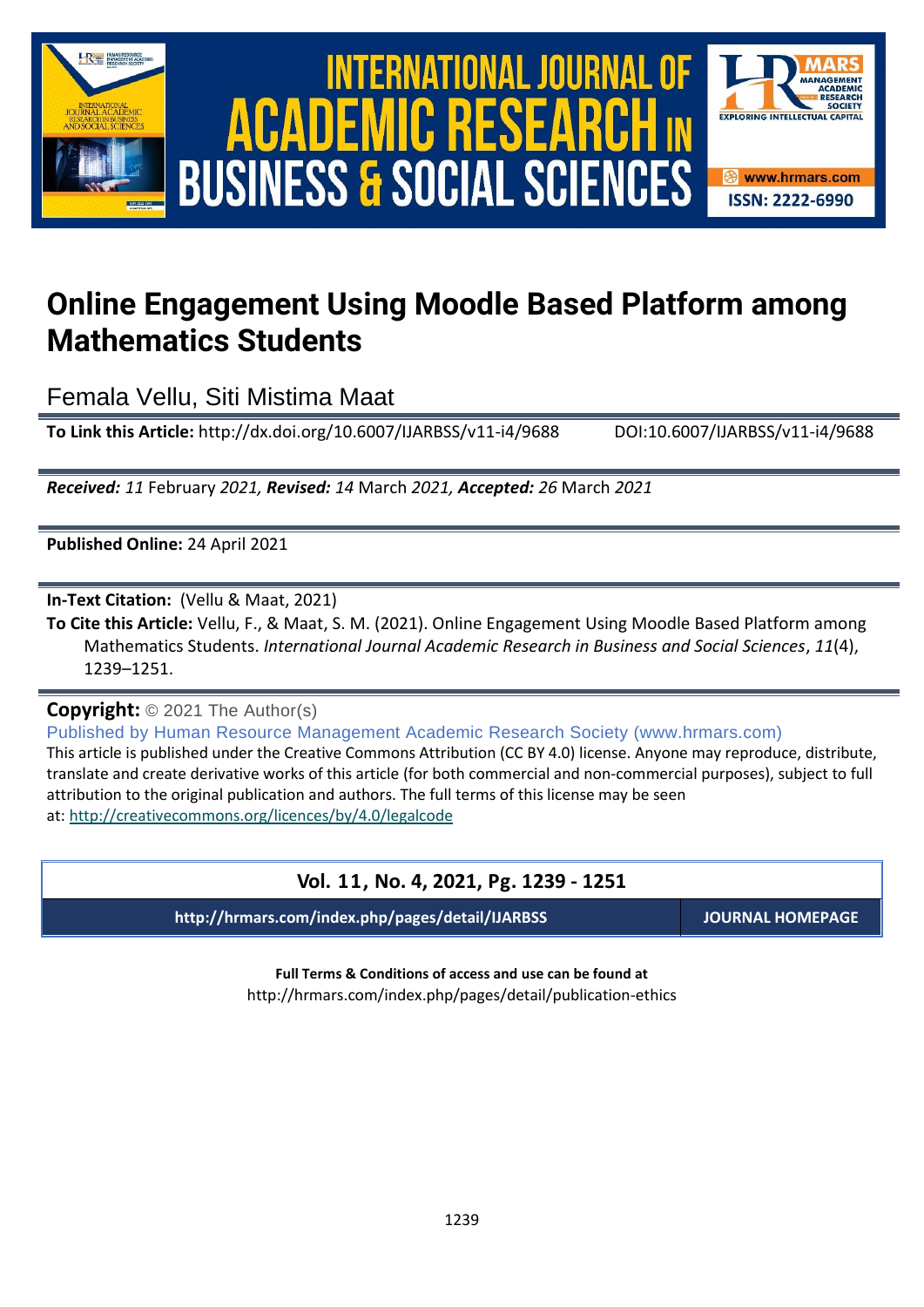# Online Engagement Using Moodle Based Platform among Mathematics Students

Femala Vellu, Siti Mistima Maat

**To Link this Article:** http://dx.doi.org/10.6007/IJARBSS/v11-i4/9688 DOI:10.6007/IJARBSS/v11-i4/9688

***Received:*** *11* February *2021,* ***Revised:*** *14* March *2021,* ***Accepted:*** *26* March *2021*

**Published Online:** 24 April 2021

**In-Text Citation:** (Vellu & Maat, 2021)

**To Cite this Article:** Vellu, F., & Maat, S. M. (2021). Online Engagement Using Moodle Based Platform among Mathematics Students. *International Journal Academic Research in Business and Social Sciences*, *11*(4), 1239–1251.

**Copyright:** © 2021 The Author(s)

Published by Human Resource Management Academic Research Society (www.hrmars.com)

This article is published under the Creative Commons Attribution (CC BY 4.0) license. Anyone may reproduce, distribute, translate and create derivative works of this article (for both commercial and non-commercial purposes), subject to full attribution to the original publication and authors. The full terms of this license may be seen at: http://creativecommons.org/licences/by/4.0/legalcode

**Vol. 11, No. 4, 2021, Pg. 1239 - 1251**

**http://hrmars.com/index.php/pages/detail/IJARBSS** **JOURNAL HOMEPAGE**

**Full Terms & Conditions of access and use can be found at**

http://hrmars.com/index.php/pages/detail/publication-ethics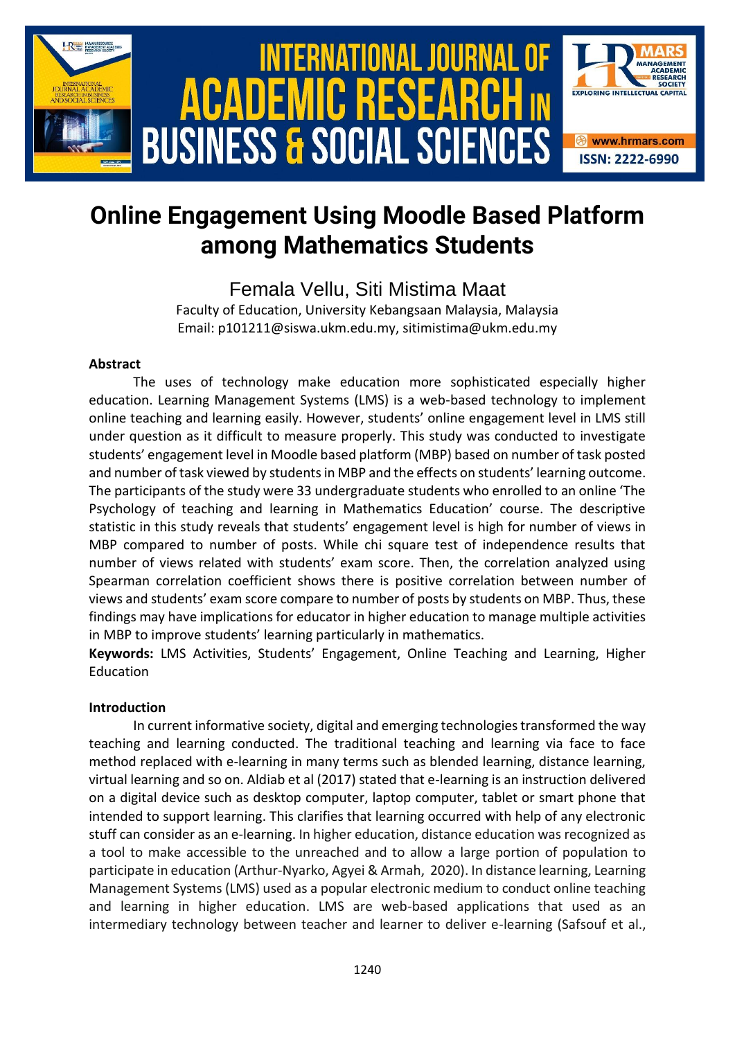# Online Engagement Using Moodle Based Platform among Mathematics Students

Femala Vellu, Siti Mistima Maat

Faculty of Education, University Kebangsaan Malaysia, Malaysia

Email: p101211@siswa.ukm.edu.my, sitimistima@ukm.edu.my

### Abstract

The uses of technology make education more sophisticated especially higher education. Learning Management Systems (LMS) is a web-based technology to implement online teaching and learning easily. However, students' online engagement level in LMS still under question as it difficult to measure properly. This study was conducted to investigate students' engagement level in Moodle based platform (MBP) based on number of task posted and number of task viewed by students in MBP and the effects on students' learning outcome. The participants of the study were 33 undergraduate students who enrolled to an online 'The Psychology of teaching and learning in Mathematics Education' course. The descriptive statistic in this study reveals that students' engagement level is high for number of views in MBP compared to number of posts. While chi square test of independence results that number of views related with students' exam score. Then, the correlation analyzed using Spearman correlation coefficient shows there is positive correlation between number of views and students' exam score compare to number of posts by students on MBP. Thus, these findings may have implications for educator in higher education to manage multiple activities in MBP to improve students' learning particularly in mathematics.

**Keywords:** LMS Activities, Students' Engagement, Online Teaching and Learning, Higher Education

### Introduction

In current informative society, digital and emerging technologies transformed the way teaching and learning conducted. The traditional teaching and learning via face to face method replaced with e-learning in many terms such as blended learning, distance learning, virtual learning and so on. Aldiab et al (2017) stated that e-learning is an instruction delivered on a digital device such as desktop computer, laptop computer, tablet or smart phone that intended to support learning. This clarifies that learning occurred with help of any electronic stuff can consider as an e-learning. In higher education, distance education was recognized as a tool to make accessible to the unreached and to allow a large portion of population to participate in education (Arthur-Nyarko, Agyei & Armah, 2020). In distance learning, Learning Management Systems (LMS) used as a popular electronic medium to conduct online teaching and learning in higher education. LMS are web-based applications that used as an intermediary technology between teacher and learner to deliver e-learning (Safsouf et al.,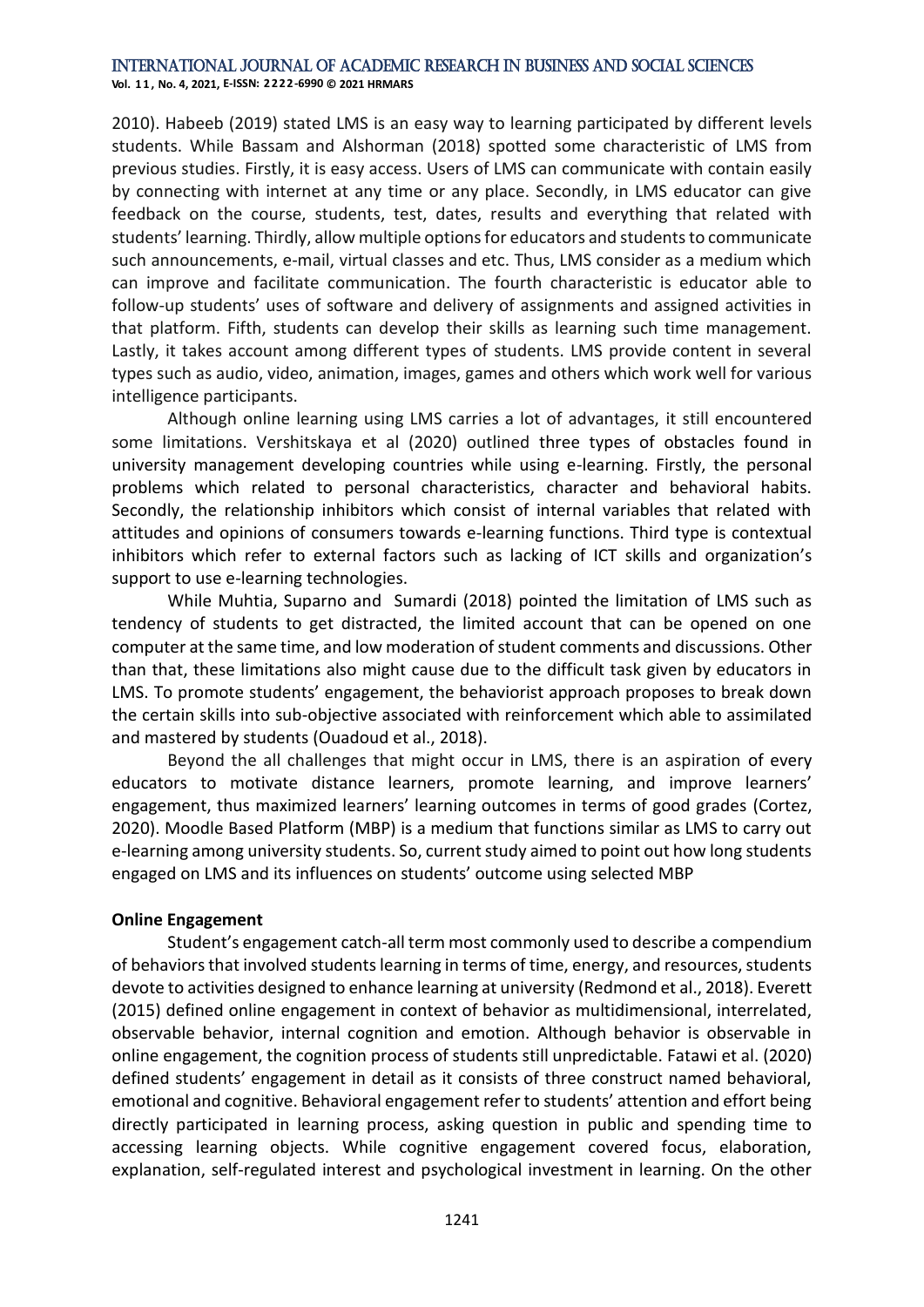2010). Habeeb (2019) stated LMS is an easy way to learning participated by different levels students. While Bassam and Alshorman (2018) spotted some characteristic of LMS from previous studies. Firstly, it is easy access. Users of LMS can communicate with contain easily by connecting with internet at any time or any place. Secondly, in LMS educator can give feedback on the course, students, test, dates, results and everything that related with students' learning. Thirdly, allow multiple options for educators and students to communicate such announcements, e-mail, virtual classes and etc. Thus, LMS consider as a medium which can improve and facilitate communication. The fourth characteristic is educator able to follow-up students' uses of software and delivery of assignments and assigned activities in that platform. Fifth, students can develop their skills as learning such time management. Lastly, it takes account among different types of students. LMS provide content in several types such as audio, video, animation, images, games and others which work well for various intelligence participants.

Although online learning using LMS carries a lot of advantages, it still encountered some limitations. Vershitskaya et al (2020) outlined three types of obstacles found in university management developing countries while using e-learning. Firstly, the personal problems which related to personal characteristics, character and behavioral habits. Secondly, the relationship inhibitors which consist of internal variables that related with attitudes and opinions of consumers towards e-learning functions. Third type is contextual inhibitors which refer to external factors such as lacking of ICT skills and organization's support to use e-learning technologies.

While Muhtia, Suparno and Sumardi (2018) pointed the limitation of LMS such as tendency of students to get distracted, the limited account that can be opened on one computer at the same time, and low moderation of student comments and discussions. Other than that, these limitations also might cause due to the difficult task given by educators in LMS. To promote students' engagement, the behaviorist approach proposes to break down the certain skills into sub-objective associated with reinforcement which able to assimilated and mastered by students (Ouadoud et al., 2018).

Beyond the all challenges that might occur in LMS, there is an aspiration of every educators to motivate distance learners, promote learning, and improve learners' engagement, thus maximized learners' learning outcomes in terms of good grades (Cortez, 2020). Moodle Based Platform (MBP) is a medium that functions similar as LMS to carry out e-learning among university students. So, current study aimed to point out how long students engaged on LMS and its influences on students' outcome using selected MBP

**Online Engagement**

Student's engagement catch-all term most commonly used to describe a compendium of behaviors that involved students learning in terms of time, energy, and resources, students devote to activities designed to enhance learning at university (Redmond et al., 2018). Everett (2015) defined online engagement in context of behavior as multidimensional, interrelated, observable behavior, internal cognition and emotion. Although behavior is observable in online engagement, the cognition process of students still unpredictable. Fatawi et al. (2020) defined students' engagement in detail as it consists of three construct named behavioral, emotional and cognitive. Behavioral engagement refer to students' attention and effort being directly participated in learning process, asking question in public and spending time to accessing learning objects. While cognitive engagement covered focus, elaboration, explanation, self-regulated interest and psychological investment in learning. On the other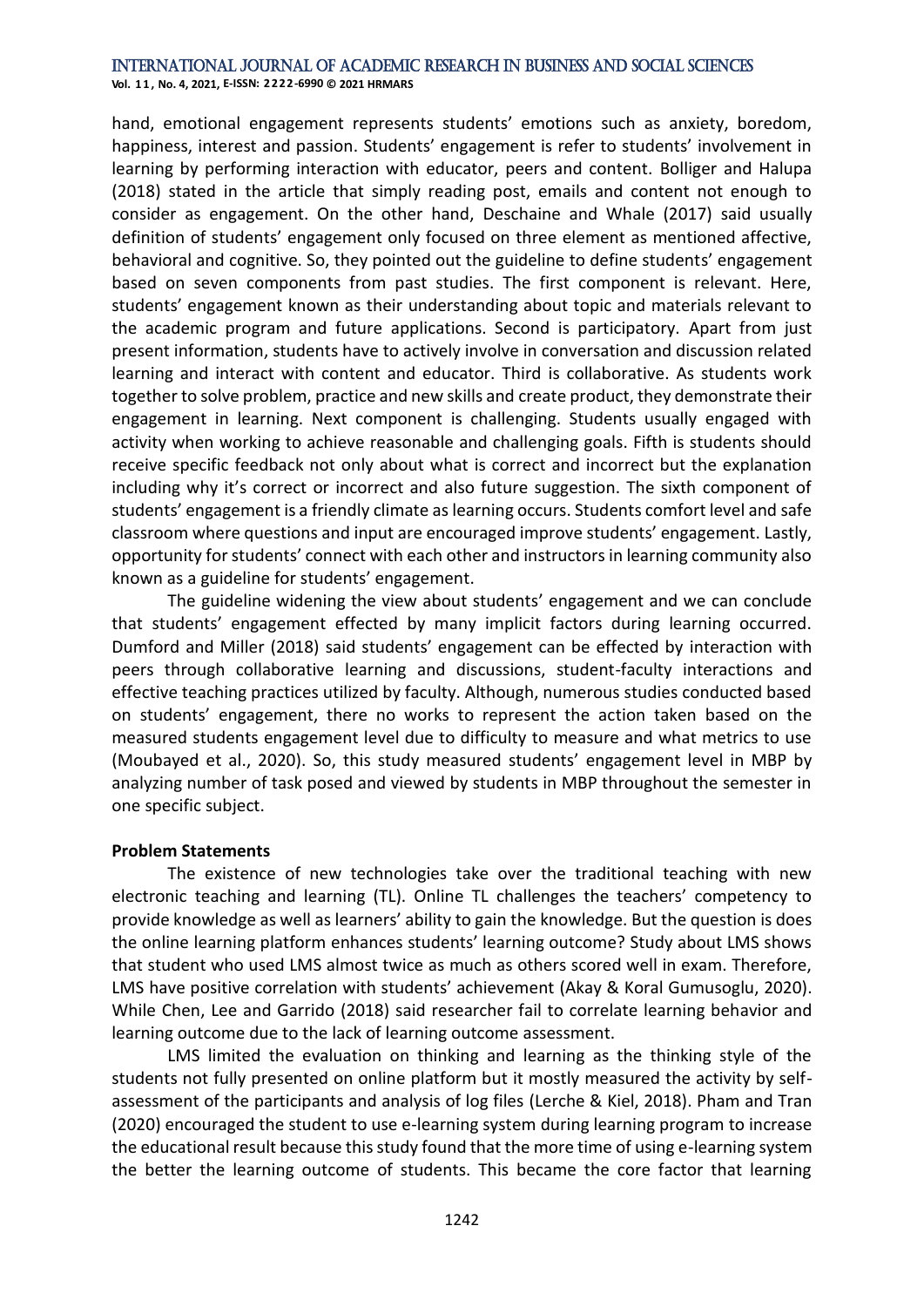hand, emotional engagement represents students' emotions such as anxiety, boredom, happiness, interest and passion. Students' engagement is refer to students' involvement in learning by performing interaction with educator, peers and content. Bolliger and Halupa (2018) stated in the article that simply reading post, emails and content not enough to consider as engagement. On the other hand, Deschaine and Whale (2017) said usually definition of students' engagement only focused on three element as mentioned affective, behavioral and cognitive. So, they pointed out the guideline to define students' engagement based on seven components from past studies. The first component is relevant. Here, students' engagement known as their understanding about topic and materials relevant to the academic program and future applications. Second is participatory. Apart from just present information, students have to actively involve in conversation and discussion related learning and interact with content and educator. Third is collaborative. As students work together to solve problem, practice and new skills and create product, they demonstrate their engagement in learning. Next component is challenging. Students usually engaged with activity when working to achieve reasonable and challenging goals. Fifth is students should receive specific feedback not only about what is correct and incorrect but the explanation including why it's correct or incorrect and also future suggestion. The sixth component of students' engagement is a friendly climate as learning occurs. Students comfort level and safe classroom where questions and input are encouraged improve students' engagement. Lastly, opportunity for students' connect with each other and instructors in learning community also known as a guideline for students' engagement.

The guideline widening the view about students' engagement and we can conclude that students' engagement effected by many implicit factors during learning occurred. Dumford and Miller (2018) said students' engagement can be effected by interaction with peers through collaborative learning and discussions, student-faculty interactions and effective teaching practices utilized by faculty. Although, numerous studies conducted based on students' engagement, there no works to represent the action taken based on the measured students engagement level due to difficulty to measure and what metrics to use (Moubayed et al., 2020). So, this study measured students' engagement level in MBP by analyzing number of task posed and viewed by students in MBP throughout the semester in one specific subject.

**Problem Statements**

The existence of new technologies take over the traditional teaching with new electronic teaching and learning (TL). Online TL challenges the teachers' competency to provide knowledge as well as learners' ability to gain the knowledge. But the question is does the online learning platform enhances students' learning outcome? Study about LMS shows that student who used LMS almost twice as much as others scored well in exam. Therefore, LMS have positive correlation with students' achievement (Akay & Koral Gumusoglu, 2020). While Chen, Lee and Garrido (2018) said researcher fail to correlate learning behavior and learning outcome due to the lack of learning outcome assessment.

LMS limited the evaluation on thinking and learning as the thinking style of the students not fully presented on online platform but it mostly measured the activity by self-assessment of the participants and analysis of log files (Lerche & Kiel, 2018). Pham and Tran (2020) encouraged the student to use e-learning system during learning program to increase the educational result because this study found that the more time of using e-learning system the better the learning outcome of students. This became the core factor that learning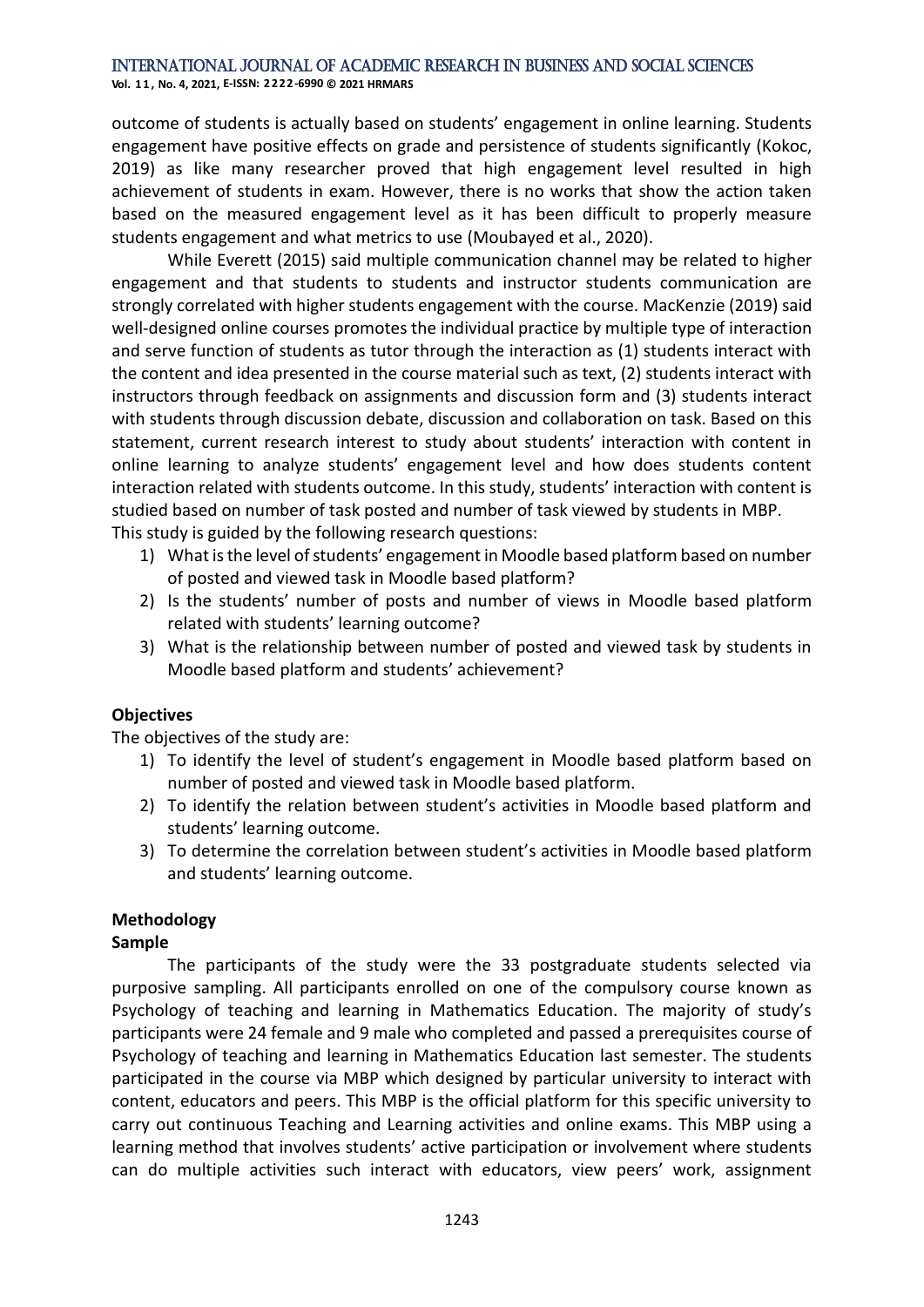outcome of students is actually based on students' engagement in online learning. Students engagement have positive effects on grade and persistence of students significantly (Kokoc, 2019) as like many researcher proved that high engagement level resulted in high achievement of students in exam. However, there is no works that show the action taken based on the measured engagement level as it has been difficult to properly measure students engagement and what metrics to use (Moubayed et al., 2020).

While Everett (2015) said multiple communication channel may be related to higher engagement and that students to students and instructor students communication are strongly correlated with higher students engagement with the course. MacKenzie (2019) said well-designed online courses promotes the individual practice by multiple type of interaction and serve function of students as tutor through the interaction as (1) students interact with the content and idea presented in the course material such as text, (2) students interact with instructors through feedback on assignments and discussion form and (3) students interact with students through discussion debate, discussion and collaboration on task. Based on this statement, current research interest to study about students' interaction with content in online learning to analyze students' engagement level and how does students content interaction related with students outcome. In this study, students' interaction with content is studied based on number of task posted and number of task viewed by students in MBP.

This study is guided by the following research questions:

1) What is the level of students' engagement in Moodle based platform based on number of posted and viewed task in Moodle based platform?
2) Is the students' number of posts and number of views in Moodle based platform related with students' learning outcome?
3) What is the relationship between number of posted and viewed task by students in Moodle based platform and students' achievement?

### Objectives

The objectives of the study are:

1) To identify the level of student's engagement in Moodle based platform based on number of posted and viewed task in Moodle based platform.
2) To identify the relation between student's activities in Moodle based platform and students' learning outcome.
3) To determine the correlation between student's activities in Moodle based platform and students' learning outcome.

## Methodology

### Sample

The participants of the study were the 33 postgraduate students selected via purposive sampling. All participants enrolled on one of the compulsory course known as Psychology of teaching and learning in Mathematics Education. The majority of study's participants were 24 female and 9 male who completed and passed a prerequisites course of Psychology of teaching and learning in Mathematics Education last semester. The students participated in the course via MBP which designed by particular university to interact with content, educators and peers. This MBP is the official platform for this specific university to carry out continuous Teaching and Learning activities and online exams. This MBP using a learning method that involves students' active participation or involvement where students can do multiple activities such interact with educators, view peers' work, assignment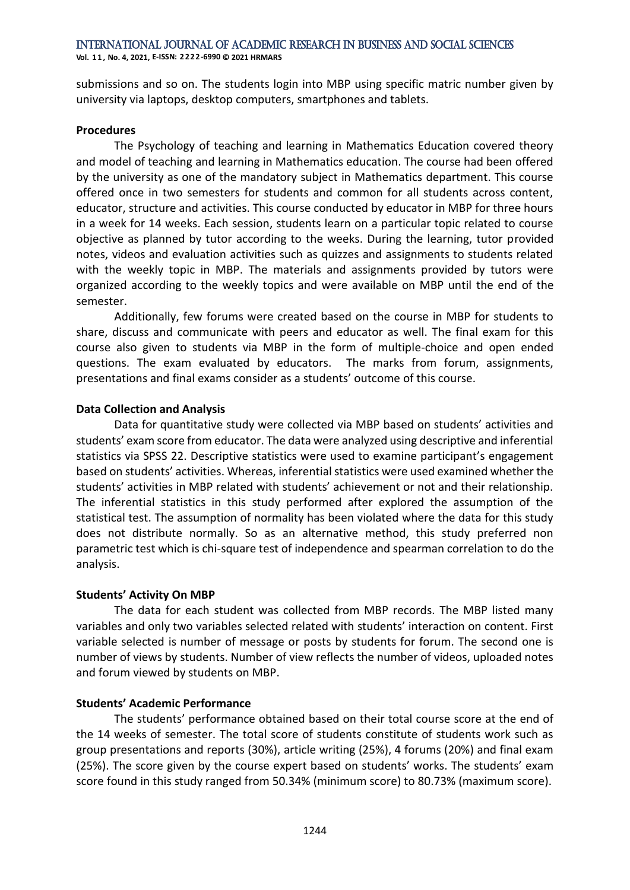submissions and so on. The students login into MBP using specific matric number given by university via laptops, desktop computers, smartphones and tablets.

**Procedures**

The Psychology of teaching and learning in Mathematics Education covered theory and model of teaching and learning in Mathematics education. The course had been offered by the university as one of the mandatory subject in Mathematics department. This course offered once in two semesters for students and common for all students across content, educator, structure and activities. This course conducted by educator in MBP for three hours in a week for 14 weeks. Each session, students learn on a particular topic related to course objective as planned by tutor according to the weeks. During the learning, tutor provided notes, videos and evaluation activities such as quizzes and assignments to students related with the weekly topic in MBP. The materials and assignments provided by tutors were organized according to the weekly topics and were available on MBP until the end of the semester.

Additionally, few forums were created based on the course in MBP for students to share, discuss and communicate with peers and educator as well. The final exam for this course also given to students via MBP in the form of multiple-choice and open ended questions. The exam evaluated by educators. The marks from forum, assignments, presentations and final exams consider as a students' outcome of this course.

**Data Collection and Analysis**

Data for quantitative study were collected via MBP based on students' activities and students' exam score from educator. The data were analyzed using descriptive and inferential statistics via SPSS 22. Descriptive statistics were used to examine participant's engagement based on students' activities. Whereas, inferential statistics were used examined whether the students' activities in MBP related with students' achievement or not and their relationship. The inferential statistics in this study performed after explored the assumption of the statistical test. The assumption of normality has been violated where the data for this study does not distribute normally. So as an alternative method, this study preferred non parametric test which is chi-square test of independence and spearman correlation to do the analysis.

**Students' Activity On MBP**

The data for each student was collected from MBP records. The MBP listed many variables and only two variables selected related with students' interaction on content. First variable selected is number of message or posts by students for forum. The second one is number of views by students. Number of view reflects the number of videos, uploaded notes and forum viewed by students on MBP.

**Students' Academic Performance**

The students' performance obtained based on their total course score at the end of the 14 weeks of semester. The total score of students constitute of students work such as group presentations and reports (30%), article writing (25%), 4 forums (20%) and final exam (25%). The score given by the course expert based on students' works. The students' exam score found in this study ranged from 50.34% (minimum score) to 80.73% (maximum score).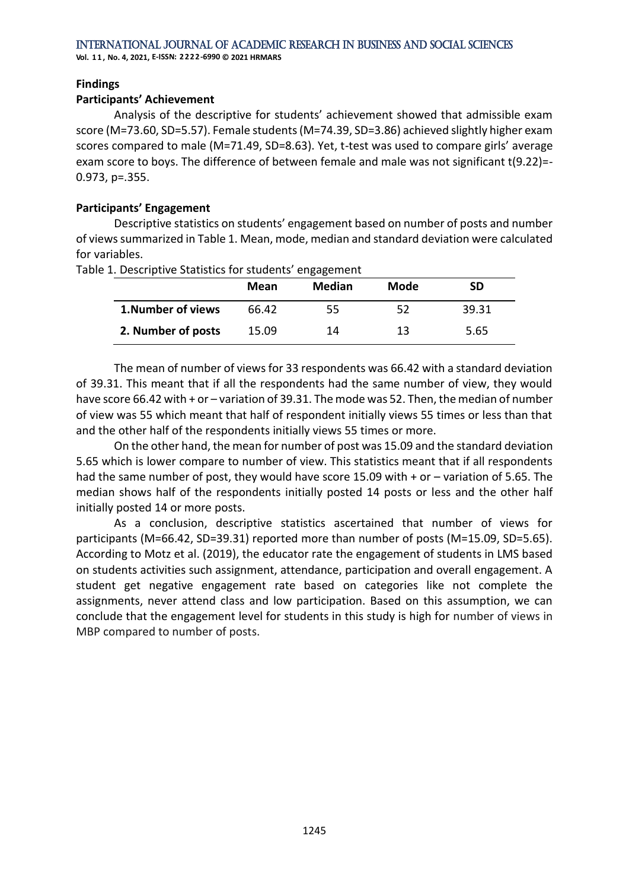## Findings

### Participants' Achievement

Analysis of the descriptive for students' achievement showed that admissible exam score ($M=73.60$, $SD=5.57$). Female students ($M=74.39$, $SD=3.86$) achieved slightly higher exam scores compared to male ($M=71.49$, $SD=8.63$). Yet, t-test was used to compare girls' average exam score to boys. The difference of between female and male was not significant $t(9.22)=-0.973$, $p=.355$.

### Participants' Engagement

Descriptive statistics on students' engagement based on number of posts and number of views summarized in Table 1. Mean, mode, median and standard deviation were calculated for variables.

Table 1. Descriptive Statistics for students' engagement

| | **Mean** | **Median** | **Mode** | **SD** |
|---|---|---|---|---|
| **1.Number of views** | 66.42 | 55 | 52 | 39.31 |
| **2. Number of posts** | 15.09 | 14 | 13 | 5.65 |

The mean of number of views for 33 respondents was 66.42 with a standard deviation of 39.31. This meant that if all the respondents had the same number of view, they would have score 66.42 with + or – variation of 39.31. The mode was 52. Then, the median of number of view was 55 which meant that half of respondent initially views 55 times or less than that and the other half of the respondents initially views 55 times or more.

On the other hand, the mean for number of post was 15.09 and the standard deviation 5.65 which is lower compare to number of view. This statistics meant that if all respondents had the same number of post, they would have score 15.09 with + or – variation of 5.65. The median shows half of the respondents initially posted 14 posts or less and the other half initially posted 14 or more posts.

As a conclusion, descriptive statistics ascertained that number of views for participants ($M=66.42$, $SD=39.31$) reported more than number of posts ($M=15.09$, $SD=5.65$). According to Motz et al. (2019), the educator rate the engagement of students in LMS based on students activities such assignment, attendance, participation and overall engagement. A student get negative engagement rate based on categories like not complete the assignments, never attend class and low participation. Based on this assumption, we can conclude that the engagement level for students in this study is high for number of views in MBP compared to number of posts.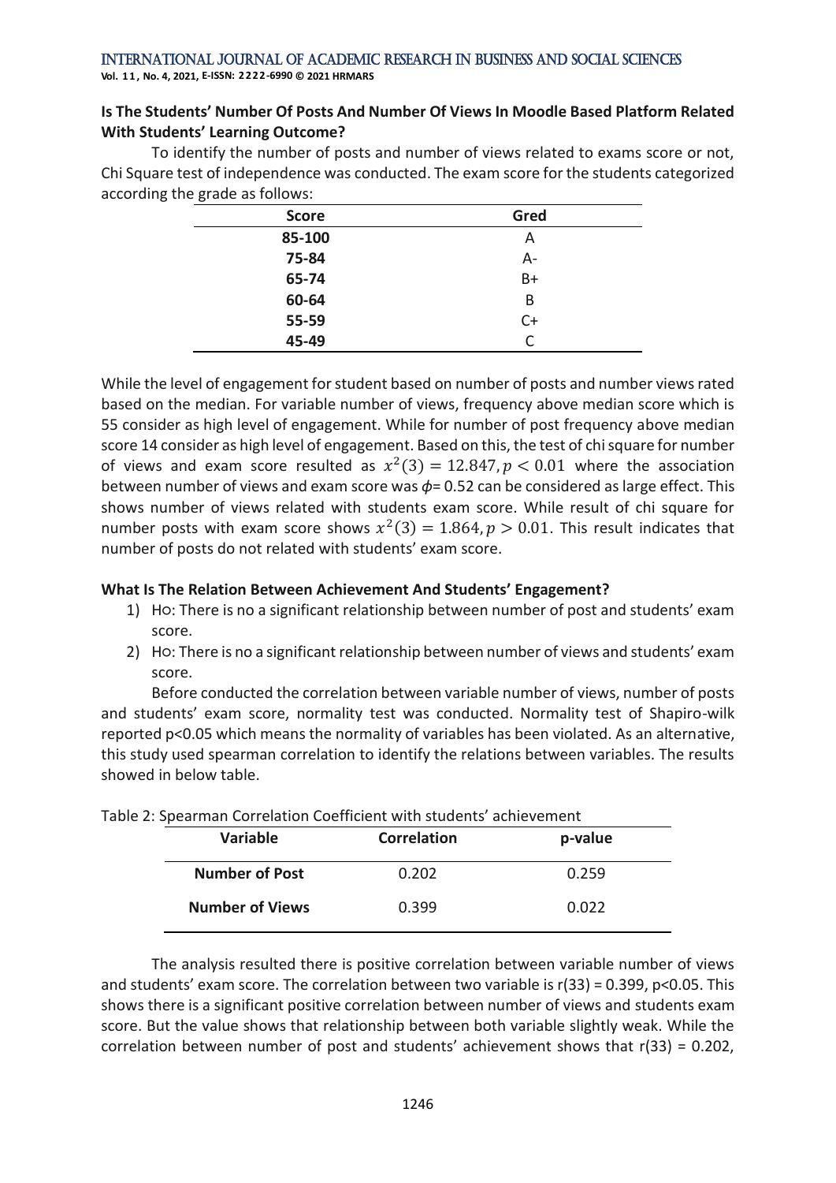**Is The Students' Number Of Posts And Number Of Views In Moodle Based Platform Related With Students' Learning Outcome?**

To identify the number of posts and number of views related to exams score or not, Chi Square test of independence was conducted. The exam score for the students categorized according the grade as follows:

| Score | Gred |
|---|---|
| **85-100** | A |
| **75-84** | A- |
| **65-74** | B+ |
| **60-64** | B |
| **55-59** | C+ |
| **45-49** | C |

While the level of engagement for student based on number of posts and number views rated based on the median. For variable number of views, frequency above median score which is 55 consider as high level of engagement. While for number of post frequency above median score 14 consider as high level of engagement. Based on this, the test of chi square for number of views and exam score resulted as $x^2(3) = 12.847, p < 0.01$ where the association between number of views and exam score was $\phi$= 0.52 can be considered as large effect. This shows number of views related with students exam score. While result of chi square for number posts with exam score shows $x^2(3) = 1.864, p > 0.01$. This result indicates that number of posts do not related with students' exam score.

**What Is The Relation Between Achievement And Students' Engagement?**

1) HO: There is no a significant relationship between number of post and students' exam score.
2) HO: There is no a significant relationship between number of views and students' exam score.

Before conducted the correlation between variable number of views, number of posts and students' exam score, normality test was conducted. Normality test of Shapiro-wilk reported p<0.05 which means the normality of variables has been violated. As an alternative, this study used spearman correlation to identify the relations between variables. The results showed in below table.

Table 2: Spearman Correlation Coefficient with students' achievement

| Variable | Correlation | p-value |
|---|---|---|
| **Number of Post** | 0.202 | 0.259 |
| **Number of Views** | 0.399 | 0.022 |

The analysis resulted there is positive correlation between variable number of views and students' exam score. The correlation between two variable is r(33) = 0.399, p<0.05. This shows there is a significant positive correlation between number of views and students exam score. But the value shows that relationship between both variable slightly weak. While the correlation between number of post and students' achievement shows that r(33) = 0.202,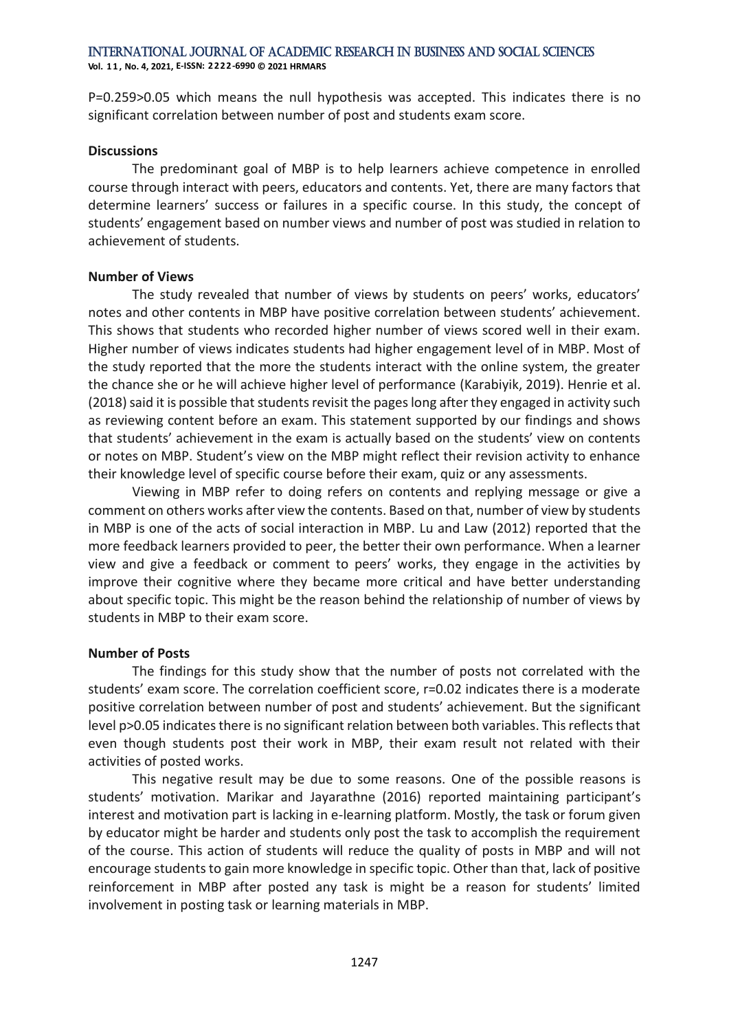P=0.259>0.05 which means the null hypothesis was accepted. This indicates there is no significant correlation between number of post and students exam score.

**Discussions**

The predominant goal of MBP is to help learners achieve competence in enrolled course through interact with peers, educators and contents. Yet, there are many factors that determine learners' success or failures in a specific course. In this study, the concept of students' engagement based on number views and number of post was studied in relation to achievement of students.

**Number of Views**

The study revealed that number of views by students on peers' works, educators' notes and other contents in MBP have positive correlation between students' achievement. This shows that students who recorded higher number of views scored well in their exam. Higher number of views indicates students had higher engagement level of in MBP. Most of the study reported that the more the students interact with the online system, the greater the chance she or he will achieve higher level of performance (Karabiyik, 2019). Henrie et al. (2018) said it is possible that students revisit the pages long after they engaged in activity such as reviewing content before an exam. This statement supported by our findings and shows that students' achievement in the exam is actually based on the students' view on contents or notes on MBP. Student's view on the MBP might reflect their revision activity to enhance their knowledge level of specific course before their exam, quiz or any assessments.

Viewing in MBP refer to doing refers on contents and replying message or give a comment on others works after view the contents. Based on that, number of view by students in MBP is one of the acts of social interaction in MBP. Lu and Law (2012) reported that the more feedback learners provided to peer, the better their own performance. When a learner view and give a feedback or comment to peers' works, they engage in the activities by improve their cognitive where they became more critical and have better understanding about specific topic. This might be the reason behind the relationship of number of views by students in MBP to their exam score.

**Number of Posts**

The findings for this study show that the number of posts not correlated with the students' exam score. The correlation coefficient score, r=0.02 indicates there is a moderate positive correlation between number of post and students' achievement. But the significant level p>0.05 indicates there is no significant relation between both variables. This reflects that even though students post their work in MBP, their exam result not related with their activities of posted works.

This negative result may be due to some reasons. One of the possible reasons is students' motivation. Marikar and Jayarathne (2016) reported maintaining participant's interest and motivation part is lacking in e-learning platform. Mostly, the task or forum given by educator might be harder and students only post the task to accomplish the requirement of the course. This action of students will reduce the quality of posts in MBP and will not encourage students to gain more knowledge in specific topic. Other than that, lack of positive reinforcement in MBP after posted any task is might be a reason for students' limited involvement in posting task or learning materials in MBP.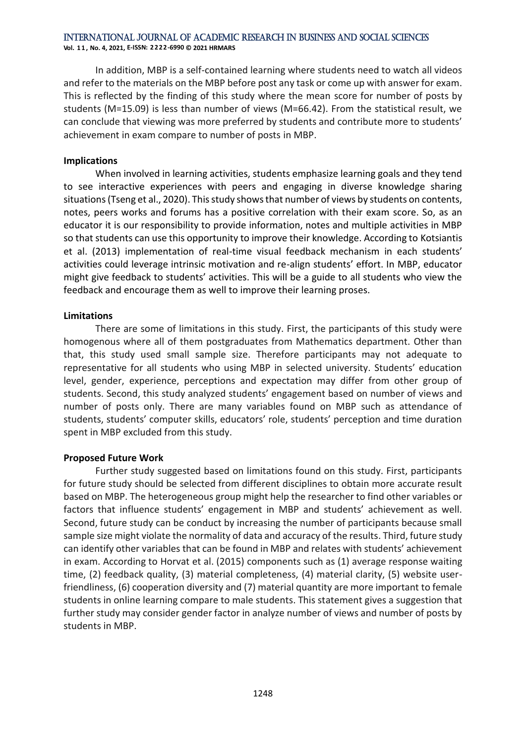In addition, MBP is a self-contained learning where students need to watch all videos and refer to the materials on the MBP before post any task or come up with answer for exam. This is reflected by the finding of this study where the mean score for number of posts by students (M=15.09) is less than number of views (M=66.42). From the statistical result, we can conclude that viewing was more preferred by students and contribute more to students' achievement in exam compare to number of posts in MBP.

**Implications**

When involved in learning activities, students emphasize learning goals and they tend to see interactive experiences with peers and engaging in diverse knowledge sharing situations (Tseng et al., 2020). This study shows that number of views by students on contents, notes, peers works and forums has a positive correlation with their exam score. So, as an educator it is our responsibility to provide information, notes and multiple activities in MBP so that students can use this opportunity to improve their knowledge. According to Kotsiantis et al. (2013) implementation of real-time visual feedback mechanism in each students' activities could leverage intrinsic motivation and re-align students' effort. In MBP, educator might give feedback to students' activities. This will be a guide to all students who view the feedback and encourage them as well to improve their learning proses.

**Limitations**

There are some of limitations in this study. First, the participants of this study were homogenous where all of them postgraduates from Mathematics department. Other than that, this study used small sample size. Therefore participants may not adequate to representative for all students who using MBP in selected university. Students' education level, gender, experience, perceptions and expectation may differ from other group of students. Second, this study analyzed students' engagement based on number of views and number of posts only. There are many variables found on MBP such as attendance of students, students' computer skills, educators' role, students' perception and time duration spent in MBP excluded from this study.

**Proposed Future Work**

Further study suggested based on limitations found on this study. First, participants for future study should be selected from different disciplines to obtain more accurate result based on MBP. The heterogeneous group might help the researcher to find other variables or factors that influence students' engagement in MBP and students' achievement as well. Second, future study can be conduct by increasing the number of participants because small sample size might violate the normality of data and accuracy of the results. Third, future study can identify other variables that can be found in MBP and relates with students' achievement in exam. According to Horvat et al. (2015) components such as (1) average response waiting time, (2) feedback quality, (3) material completeness, (4) material clarity, (5) website user-friendliness, (6) cooperation diversity and (7) material quantity are more important to female students in online learning compare to male students. This statement gives a suggestion that further study may consider gender factor in analyze number of views and number of posts by students in MBP.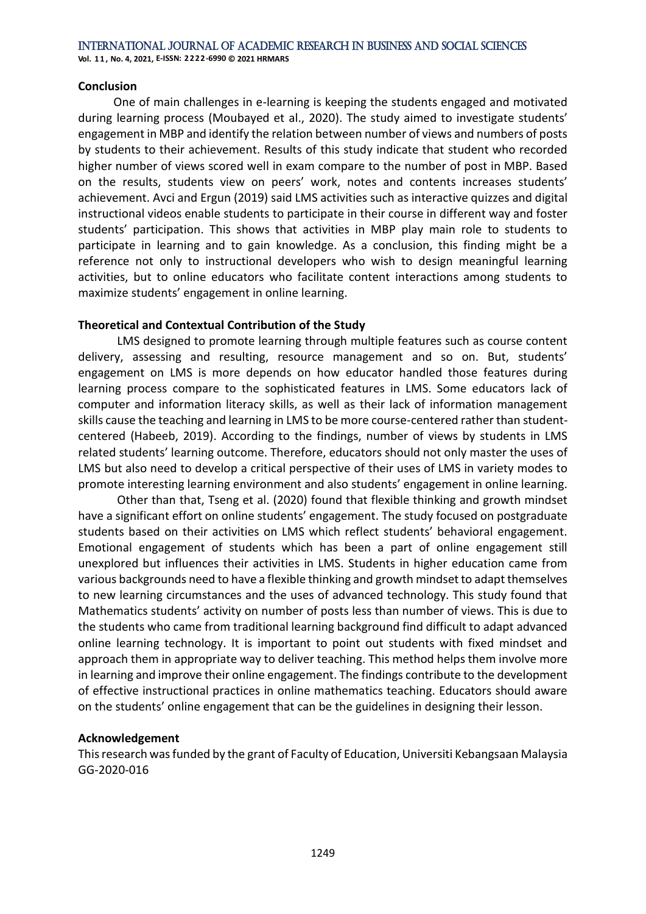**Conclusion**

One of main challenges in e-learning is keeping the students engaged and motivated during learning process (Moubayed et al., 2020). The study aimed to investigate students' engagement in MBP and identify the relation between number of views and numbers of posts by students to their achievement. Results of this study indicate that student who recorded higher number of views scored well in exam compare to the number of post in MBP. Based on the results, students view on peers' work, notes and contents increases students' achievement. Avci and Ergun (2019) said LMS activities such as interactive quizzes and digital instructional videos enable students to participate in their course in different way and foster students' participation. This shows that activities in MBP play main role to students to participate in learning and to gain knowledge. As a conclusion, this finding might be a reference not only to instructional developers who wish to design meaningful learning activities, but to online educators who facilitate content interactions among students to maximize students' engagement in online learning.

**Theoretical and Contextual Contribution of the Study**

LMS designed to promote learning through multiple features such as course content delivery, assessing and resulting, resource management and so on. But, students' engagement on LMS is more depends on how educator handled those features during learning process compare to the sophisticated features in LMS. Some educators lack of computer and information literacy skills, as well as their lack of information management skills cause the teaching and learning in LMS to be more course-centered rather than student-centered (Habeeb, 2019). According to the findings, number of views by students in LMS related students' learning outcome. Therefore, educators should not only master the uses of LMS but also need to develop a critical perspective of their uses of LMS in variety modes to promote interesting learning environment and also students' engagement in online learning.

Other than that, Tseng et al. (2020) found that flexible thinking and growth mindset have a significant effort on online students' engagement. The study focused on postgraduate students based on their activities on LMS which reflect students' behavioral engagement. Emotional engagement of students which has been a part of online engagement still unexplored but influences their activities in LMS. Students in higher education came from various backgrounds need to have a flexible thinking and growth mindset to adapt themselves to new learning circumstances and the uses of advanced technology. This study found that Mathematics students' activity on number of posts less than number of views. This is due to the students who came from traditional learning background find difficult to adapt advanced online learning technology. It is important to point out students with fixed mindset and approach them in appropriate way to deliver teaching. This method helps them involve more in learning and improve their online engagement. The findings contribute to the development of effective instructional practices in online mathematics teaching. Educators should aware on the students' online engagement that can be the guidelines in designing their lesson.

**Acknowledgement**

This research was funded by the grant of Faculty of Education, Universiti Kebangsaan Malaysia GG-2020-016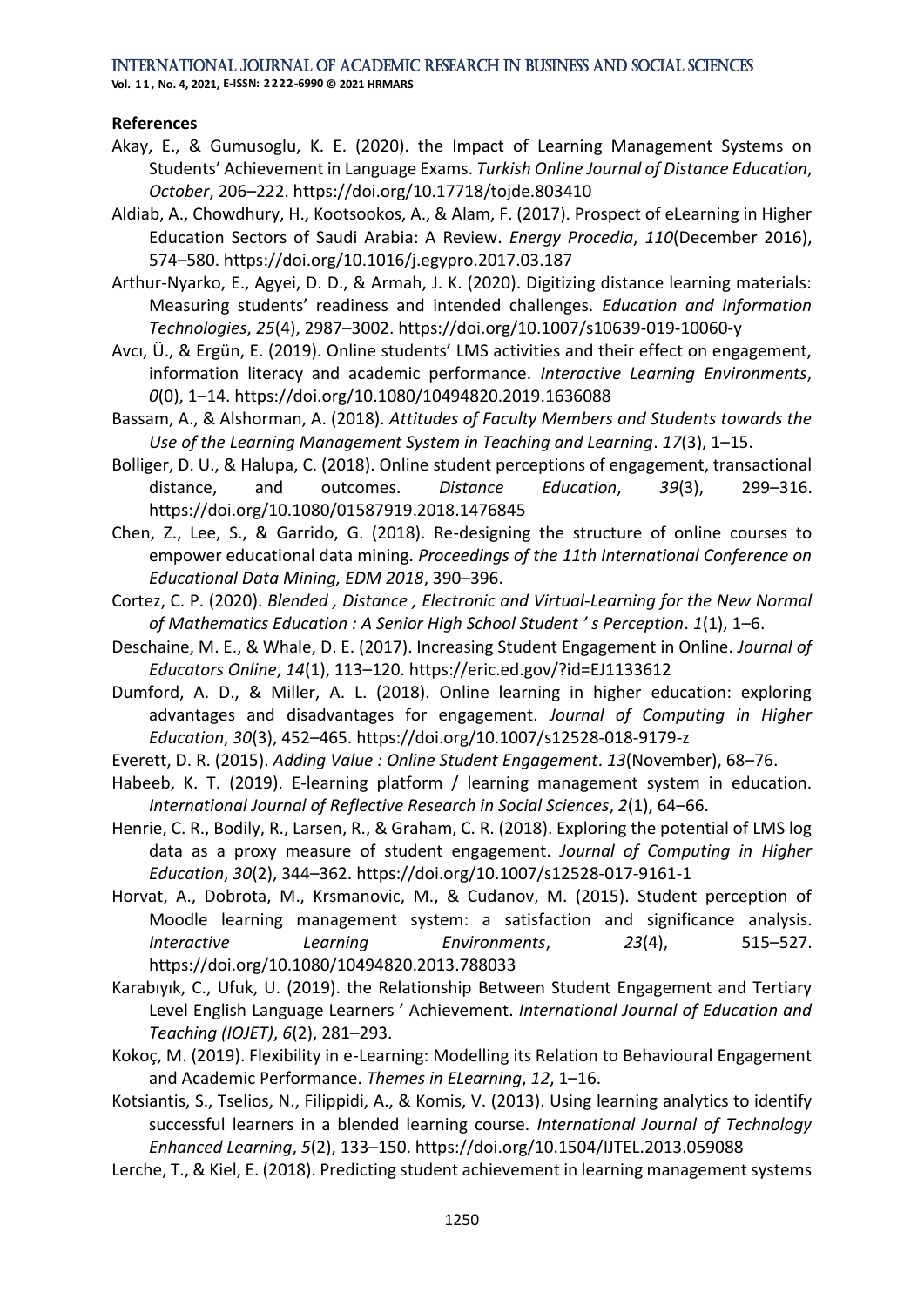**References**

Akay, E., & Gumusoglu, K. E. (2020). the Impact of Learning Management Systems on Students' Achievement in Language Exams. *Turkish Online Journal of Distance Education*, *October*, 206–222. https://doi.org/10.17718/tojde.803410

Aldiab, A., Chowdhury, H., Kootsookos, A., & Alam, F. (2017). Prospect of eLearning in Higher Education Sectors of Saudi Arabia: A Review. *Energy Procedia*, *110*(December 2016), 574–580. https://doi.org/10.1016/j.egypro.2017.03.187

Arthur-Nyarko, E., Agyei, D. D., & Armah, J. K. (2020). Digitizing distance learning materials: Measuring students' readiness and intended challenges. *Education and Information Technologies*, *25*(4), 2987–3002. https://doi.org/10.1007/s10639-019-10060-y

Avcı, Ü., & Ergün, E. (2019). Online students' LMS activities and their effect on engagement, information literacy and academic performance. *Interactive Learning Environments*, *0*(0), 1–14. https://doi.org/10.1080/10494820.2019.1636088

Bassam, A., & Alshorman, A. (2018). *Attitudes of Faculty Members and Students towards the Use of the Learning Management System in Teaching and Learning*. *17*(3), 1–15.

Bolliger, D. U., & Halupa, C. (2018). Online student perceptions of engagement, transactional distance, and outcomes. *Distance Education*, *39*(3), 299–316. https://doi.org/10.1080/01587919.2018.1476845

Chen, Z., Lee, S., & Garrido, G. (2018). Re-designing the structure of online courses to empower educational data mining. *Proceedings of the 11th International Conference on Educational Data Mining, EDM 2018*, 390–396.

Cortez, C. P. (2020). *Blended , Distance , Electronic and Virtual-Learning for the New Normal of Mathematics Education : A Senior High School Student ' s Perception*. *1*(1), 1–6.

Deschaine, M. E., & Whale, D. E. (2017). Increasing Student Engagement in Online. *Journal of Educators Online*, *14*(1), 113–120. https://eric.ed.gov/?id=EJ1133612

Dumford, A. D., & Miller, A. L. (2018). Online learning in higher education: exploring advantages and disadvantages for engagement. *Journal of Computing in Higher Education*, *30*(3), 452–465. https://doi.org/10.1007/s12528-018-9179-z

Everett, D. R. (2015). *Adding Value : Online Student Engagement*. *13*(November), 68–76.

Habeeb, K. T. (2019). E-learning platform / learning management system in education. *International Journal of Reflective Research in Social Sciences*, *2*(1), 64–66.

Henrie, C. R., Bodily, R., Larsen, R., & Graham, C. R. (2018). Exploring the potential of LMS log data as a proxy measure of student engagement. *Journal of Computing in Higher Education*, *30*(2), 344–362. https://doi.org/10.1007/s12528-017-9161-1

Horvat, A., Dobrota, M., Krsmanovic, M., & Cudanov, M. (2015). Student perception of Moodle learning management system: a satisfaction and significance analysis. *Interactive Learning Environments*, *23*(4), 515–527. https://doi.org/10.1080/10494820.2013.788033

Karabıyık, C., Ufuk, U. (2019). the Relationship Between Student Engagement and Tertiary Level English Language Learners ' Achievement. *International Journal of Education and Teaching (IOJET)*, *6*(2), 281–293.

Kokoç, M. (2019). Flexibility in e-Learning: Modelling its Relation to Behavioural Engagement and Academic Performance. *Themes in ELearning*, *12*, 1–16.

Kotsiantis, S., Tselios, N., Filippidi, A., & Komis, V. (2013). Using learning analytics to identify successful learners in a blended learning course. *International Journal of Technology Enhanced Learning*, *5*(2), 133–150. https://doi.org/10.1504/IJTEL.2013.059088

Lerche, T., & Kiel, E. (2018). Predicting student achievement in learning management systems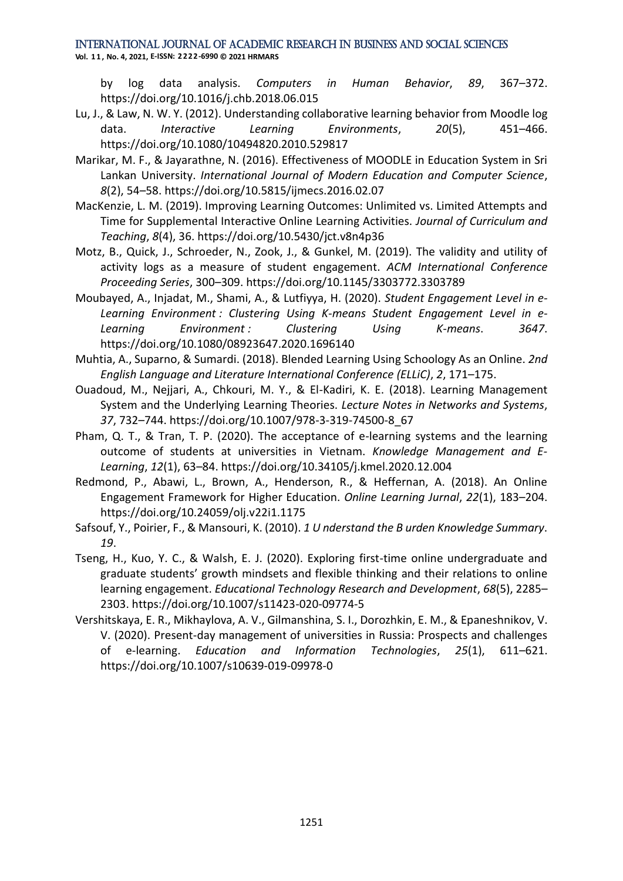by log data analysis. *Computers in Human Behavior*, *89*, 367–372. https://doi.org/10.1016/j.chb.2018.06.015

Lu, J., & Law, N. W. Y. (2012). Understanding collaborative learning behavior from Moodle log data. *Interactive Learning Environments*, *20*(5), 451–466. https://doi.org/10.1080/10494820.2010.529817

Marikar, M. F., & Jayarathne, N. (2016). Effectiveness of MOODLE in Education System in Sri Lankan University. *International Journal of Modern Education and Computer Science*, *8*(2), 54–58. https://doi.org/10.5815/ijmecs.2016.02.07

MacKenzie, L. M. (2019). Improving Learning Outcomes: Unlimited vs. Limited Attempts and Time for Supplemental Interactive Online Learning Activities. *Journal of Curriculum and Teaching*, *8*(4), 36. https://doi.org/10.5430/jct.v8n4p36

Motz, B., Quick, J., Schroeder, N., Zook, J., & Gunkel, M. (2019). The validity and utility of activity logs as a measure of student engagement. *ACM International Conference Proceeding Series*, 300–309. https://doi.org/10.1145/3303772.3303789

Moubayed, A., Injadat, M., Shami, A., & Lutfiyya, H. (2020). *Student Engagement Level in e-Learning Environment : Clustering Using K-means Student Engagement Level in e-Learning Environment : Clustering Using K-means*. *3647*. https://doi.org/10.1080/08923647.2020.1696140

Muhtia, A., Suparno, & Sumardi. (2018). Blended Learning Using Schoology As an Online. *2nd English Language and Literature International Conference (ELLiC)*, *2*, 171–175.

Ouadoud, M., Nejjari, A., Chkouri, M. Y., & El-Kadiri, K. E. (2018). Learning Management System and the Underlying Learning Theories. *Lecture Notes in Networks and Systems*, *37*, 732–744. https://doi.org/10.1007/978-3-319-74500-8_67

Pham, Q. T., & Tran, T. P. (2020). The acceptance of e-learning systems and the learning outcome of students at universities in Vietnam. *Knowledge Management and E-Learning*, *12*(1), 63–84. https://doi.org/10.34105/j.kmel.2020.12.004

Redmond, P., Abawi, L., Brown, A., Henderson, R., & Heffernan, A. (2018). An Online Engagement Framework for Higher Education. *Online Learning Jurnal*, *22*(1), 183–204. https://doi.org/10.24059/olj.v22i1.1175

Safsouf, Y., Poirier, F., & Mansouri, K. (2010). *1 U nderstand the B urden Knowledge Summary*. *19*.

Tseng, H., Kuo, Y. C., & Walsh, E. J. (2020). Exploring first-time online undergraduate and graduate students' growth mindsets and flexible thinking and their relations to online learning engagement. *Educational Technology Research and Development*, *68*(5), 2285–2303. https://doi.org/10.1007/s11423-020-09774-5

Vershitskaya, E. R., Mikhaylova, A. V., Gilmanshina, S. I., Dorozhkin, E. M., & Epaneshnikov, V. V. (2020). Present-day management of universities in Russia: Prospects and challenges of e-learning. *Education and Information Technologies*, *25*(1), 611–621. https://doi.org/10.1007/s10639-019-09978-0